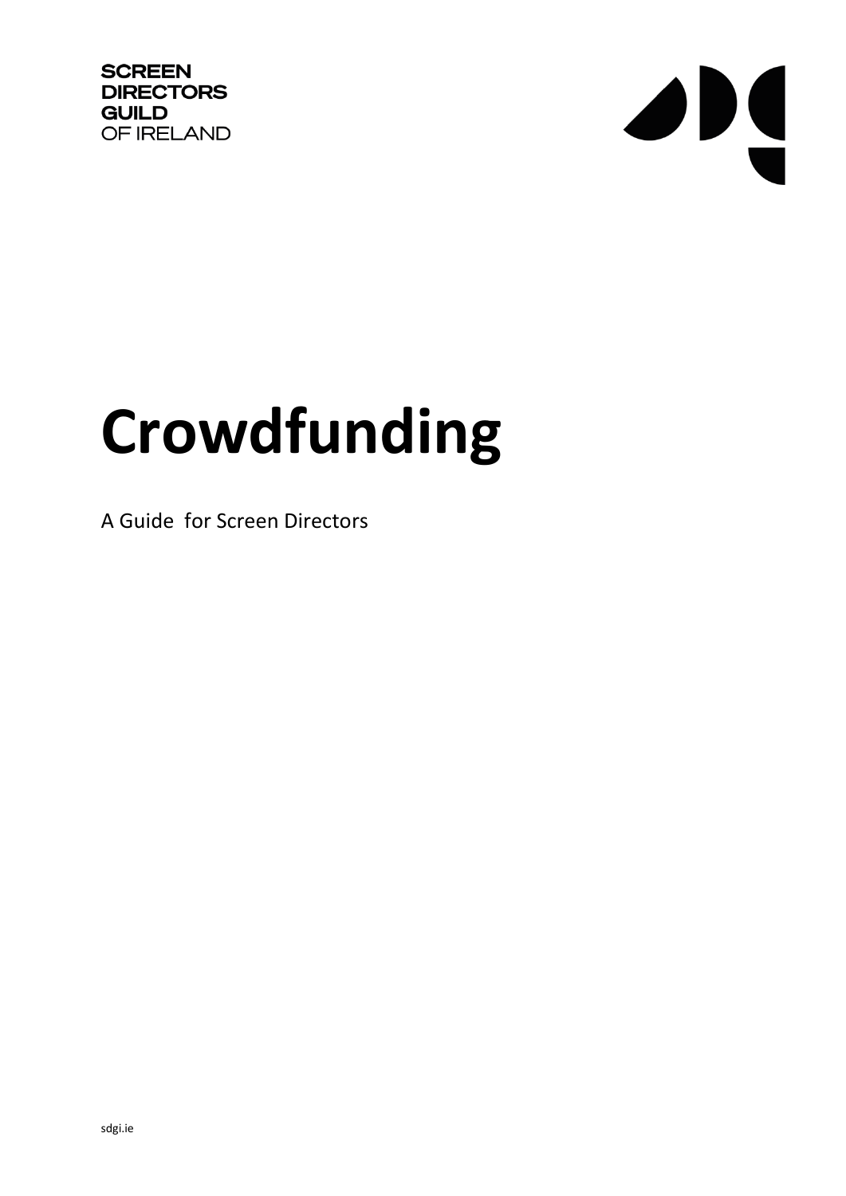SCREEN
DIRECTORS
GUILD
OF IRELAND

# Crowdfunding

A Guide for Screen Directors

sdgi.ie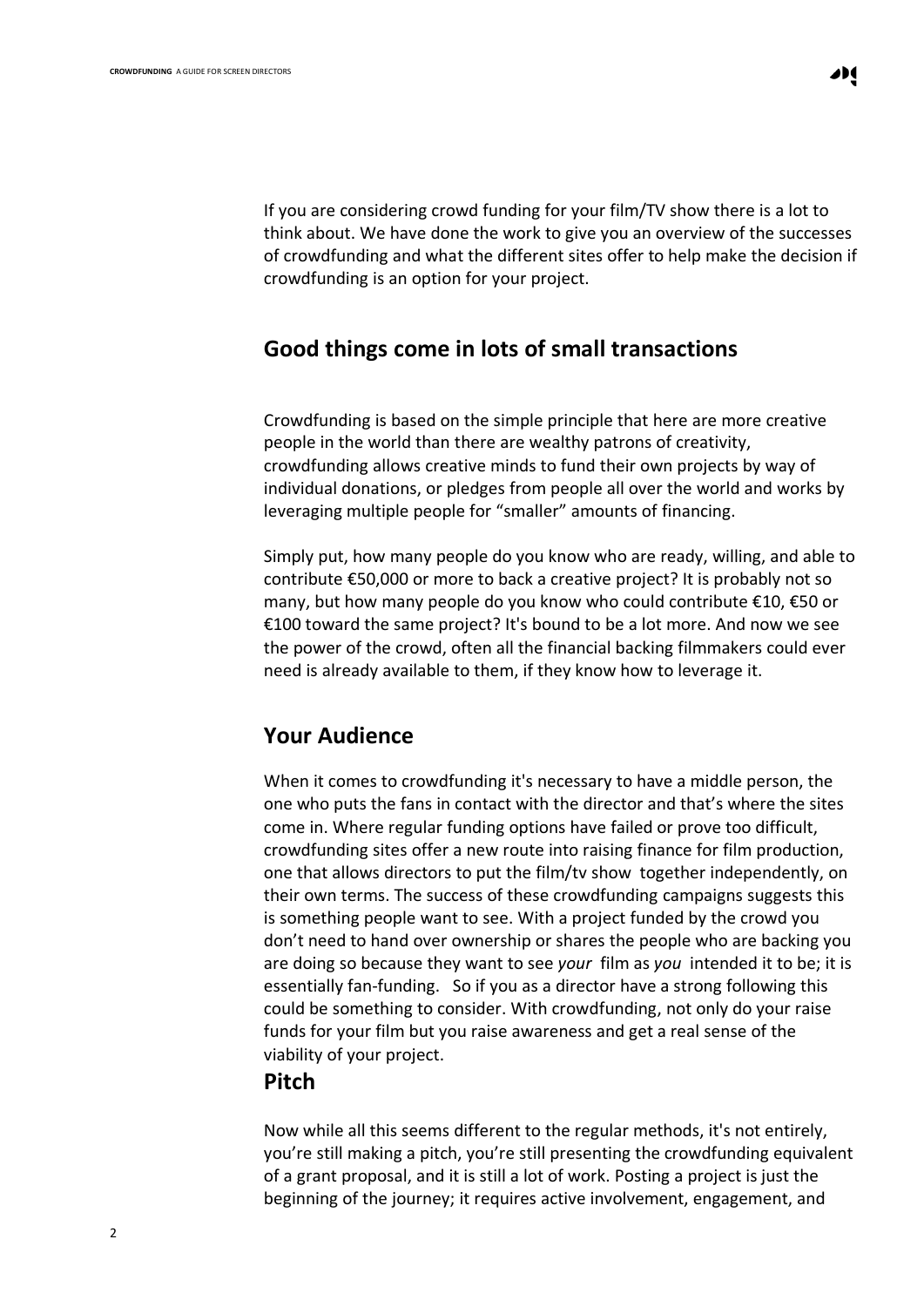If you are considering crowd funding for your film/TV show there is a lot to think about. We have done the work to give you an overview of the successes of crowdfunding and what the different sites offer to help make the decision if crowdfunding is an option for your project.

## Good things come in lots of small transactions

Crowdfunding is based on the simple principle that here are more creative people in the world than there are wealthy patrons of creativity, crowdfunding allows creative minds to fund their own projects by way of individual donations, or pledges from people all over the world and works by leveraging multiple people for "smaller" amounts of financing.

Simply put, how many people do you know who are ready, willing, and able to contribute €50,000 or more to back a creative project? It is probably not so many, but how many people do you know who could contribute €10, €50 or €100 toward the same project? It's bound to be a lot more. And now we see the power of the crowd, often all the financial backing filmmakers could ever need is already available to them, if they know how to leverage it.

## Your Audience

When it comes to crowdfunding it's necessary to have a middle person, the one who puts the fans in contact with the director and that's where the sites come in. Where regular funding options have failed or prove too difficult, crowdfunding sites offer a new route into raising finance for film production, one that allows directors to put the film/tv show together independently, on their own terms. The success of these crowdfunding campaigns suggests this is something people want to see. With a project funded by the crowd you don't need to hand over ownership or shares the people who are backing you are doing so because they want to see *your* film as *you* intended it to be; it is essentially fan-funding. So if you as a director have a strong following this could be something to consider. With crowdfunding, not only do your raise funds for your film but you raise awareness and get a real sense of the viability of your project.

## Pitch

Now while all this seems different to the regular methods, it's not entirely, you're still making a pitch, you're still presenting the crowdfunding equivalent of a grant proposal, and it is still a lot of work. Posting a project is just the beginning of the journey; it requires active involvement, engagement, and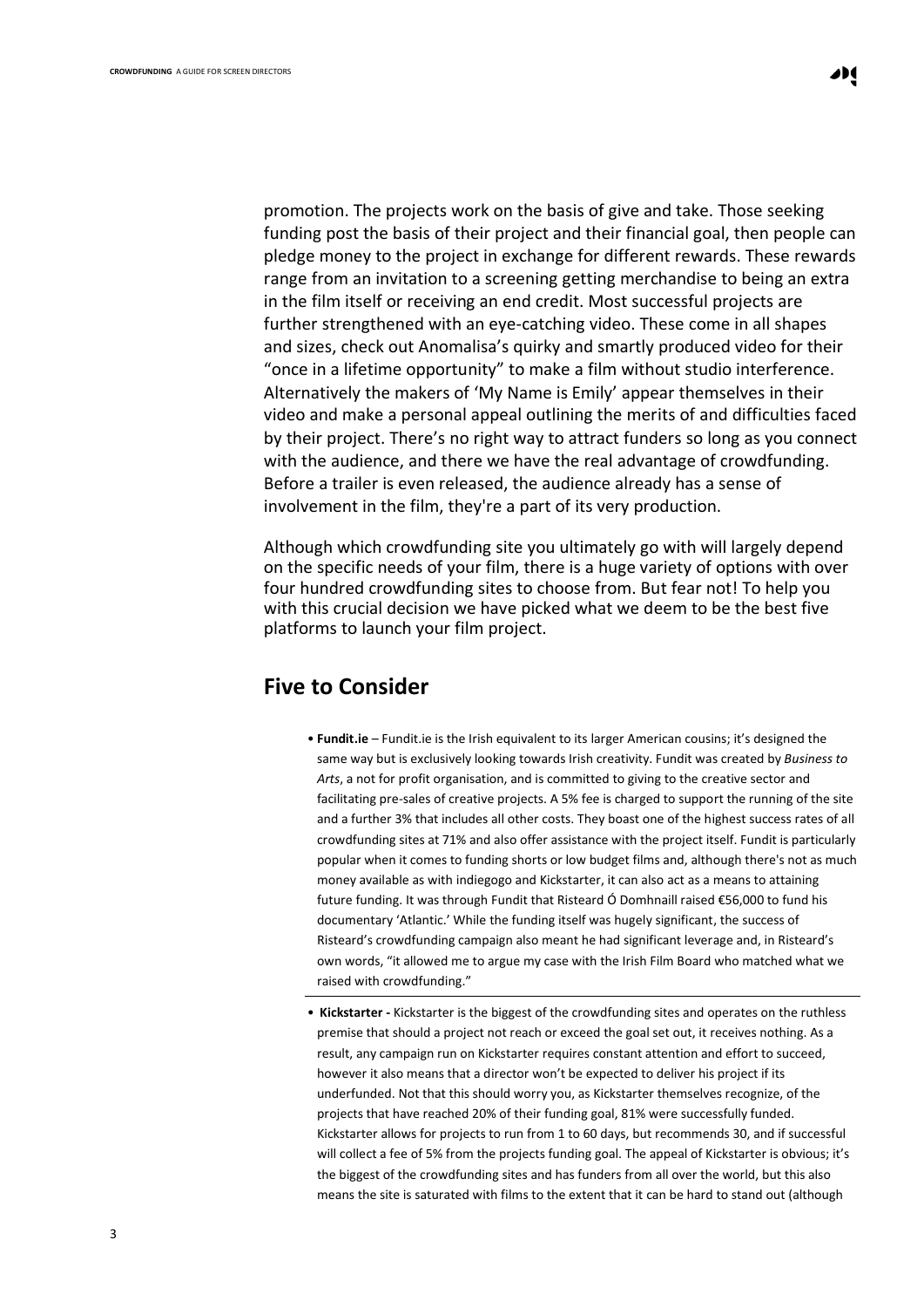promotion. The projects work on the basis of give and take. Those seeking funding post the basis of their project and their financial goal, then people can pledge money to the project in exchange for different rewards. These rewards range from an invitation to a screening getting merchandise to being an extra in the film itself or receiving an end credit. Most successful projects are further strengthened with an eye-catching video. These come in all shapes and sizes, check out Anomalisa's quirky and smartly produced video for their "once in a lifetime opportunity" to make a film without studio interference. Alternatively the makers of 'My Name is Emily' appear themselves in their video and make a personal appeal outlining the merits of and difficulties faced by their project. There's no right way to attract funders so long as you connect with the audience, and there we have the real advantage of crowdfunding. Before a trailer is even released, the audience already has a sense of involvement in the film, they're a part of its very production.

Although which crowdfunding site you ultimately go with will largely depend on the specific needs of your film, there is a huge variety of options with over four hundred crowdfunding sites to choose from. But fear not! To help you with this crucial decision we have picked what we deem to be the best five platforms to launch your film project.

## Five to Consider

- **Fundit.ie** – Fundit.ie is the Irish equivalent to its larger American cousins; it's designed the same way but is exclusively looking towards Irish creativity. Fundit was created by *Business to Arts*, a not for profit organisation, and is committed to giving to the creative sector and facilitating pre-sales of creative projects. A 5% fee is charged to support the running of the site and a further 3% that includes all other costs. They boast one of the highest success rates of all crowdfunding sites at 71% and also offer assistance with the project itself. Fundit is particularly popular when it comes to funding shorts or low budget films and, although there's not as much money available as with indiegogo and Kickstarter, it can also act as a means to attaining future funding. It was through Fundit that Risteard Ó Domhnaill raised €56,000 to fund his documentary 'Atlantic.' While the funding itself was hugely significant, the success of Risteard's crowdfunding campaign also meant he had significant leverage and, in Risteard's own words, "it allowed me to argue my case with the Irish Film Board who matched what we raised with crowdfunding."

- **Kickstarter -** Kickstarter is the biggest of the crowdfunding sites and operates on the ruthless premise that should a project not reach or exceed the goal set out, it receives nothing. As a result, any campaign run on Kickstarter requires constant attention and effort to succeed, however it also means that a director won't be expected to deliver his project if its underfunded. Not that this should worry you, as Kickstarter themselves recognize, of the projects that have reached 20% of their funding goal, 81% were successfully funded. Kickstarter allows for projects to run from 1 to 60 days, but recommends 30, and if successful will collect a fee of 5% from the projects funding goal. The appeal of Kickstarter is obvious; it's the biggest of the crowdfunding sites and has funders from all over the world, but this also means the site is saturated with films to the extent that it can be hard to stand out (although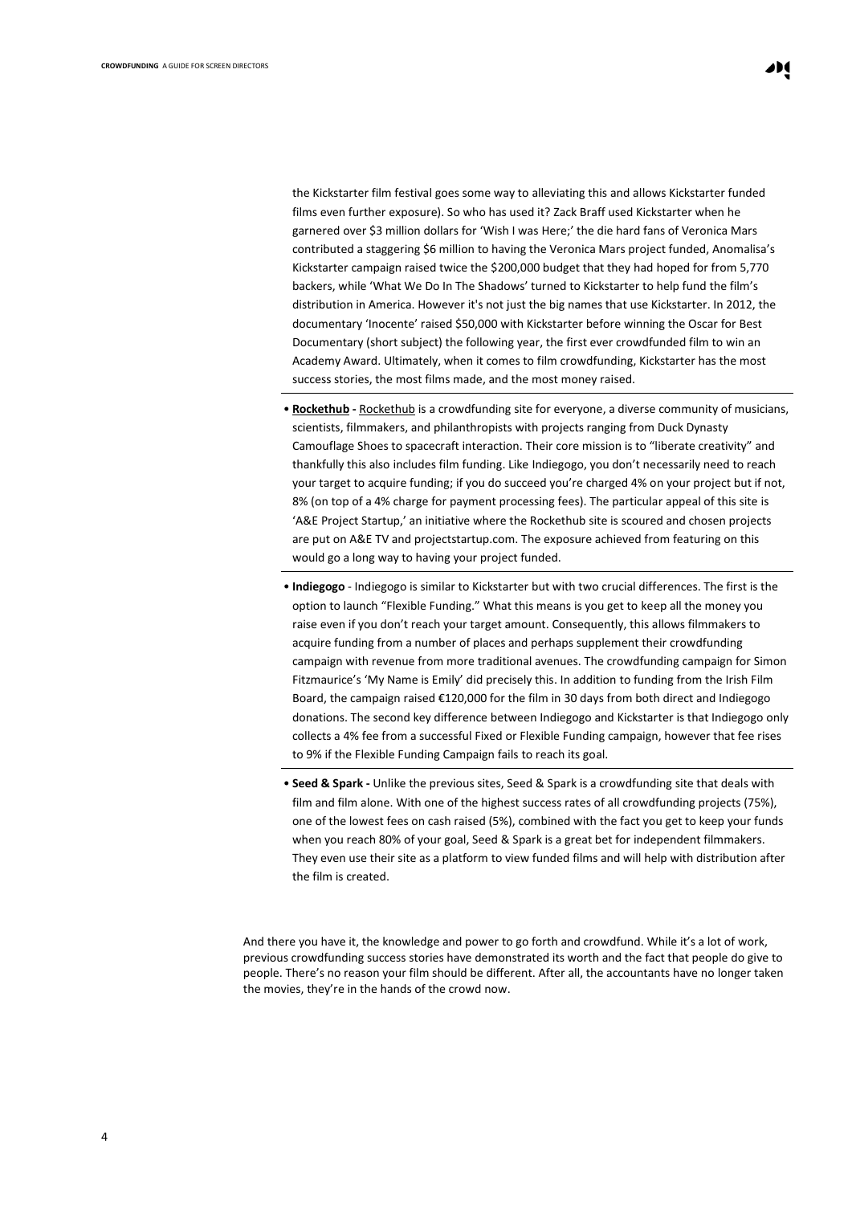the Kickstarter film festival goes some way to alleviating this and allows Kickstarter funded films even further exposure). So who has used it? Zack Braff used Kickstarter when he garnered over $3 million dollars for 'Wish I was Here;' the die hard fans of Veronica Mars contributed a staggering $6 million to having the Veronica Mars project funded, Anomalisa's Kickstarter campaign raised twice the $200,000 budget that they had hoped for from 5,770 backers, while 'What We Do In The Shadows' turned to Kickstarter to help fund the film's distribution in America. However it's not just the big names that use Kickstarter. In 2012, the documentary 'Inocente' raised $50,000 with Kickstarter before winning the Oscar for Best Documentary (short subject) the following year, the first ever crowdfunded film to win an Academy Award. Ultimately, when it comes to film crowdfunding, Kickstarter has the most success stories, the most films made, and the most money raised.

- **Rockethub -** Rockethub is a crowdfunding site for everyone, a diverse community of musicians, scientists, filmmakers, and philanthropists with projects ranging from Duck Dynasty Camouflage Shoes to spacecraft interaction. Their core mission is to "liberate creativity" and thankfully this also includes film funding. Like Indiegogo, you don't necessarily need to reach your target to acquire funding; if you do succeed you're charged 4% on your project but if not, 8% (on top of a 4% charge for payment processing fees). The particular appeal of this site is 'A&E Project Startup,' an initiative where the Rockethub site is scoured and chosen projects are put on A&E TV and projectstartup.com. The exposure achieved from featuring on this would go a long way to having your project funded.

- **Indiegogo** - Indiegogo is similar to Kickstarter but with two crucial differences. The first is the option to launch "Flexible Funding." What this means is you get to keep all the money you raise even if you don't reach your target amount. Consequently, this allows filmmakers to acquire funding from a number of places and perhaps supplement their crowdfunding campaign with revenue from more traditional avenues. The crowdfunding campaign for Simon Fitzmaurice's 'My Name is Emily' did precisely this. In addition to funding from the Irish Film Board, the campaign raised €120,000 for the film in 30 days from both direct and Indiegogo donations. The second key difference between Indiegogo and Kickstarter is that Indiegogo only collects a 4% fee from a successful Fixed or Flexible Funding campaign, however that fee rises to 9% if the Flexible Funding Campaign fails to reach its goal.

- **Seed & Spark -** Unlike the previous sites, Seed & Spark is a crowdfunding site that deals with film and film alone. With one of the highest success rates of all crowdfunding projects (75%), one of the lowest fees on cash raised (5%), combined with the fact you get to keep your funds when you reach 80% of your goal, Seed & Spark is a great bet for independent filmmakers. They even use their site as a platform to view funded films and will help with distribution after the film is created.

And there you have it, the knowledge and power to go forth and crowdfund. While it's a lot of work, previous crowdfunding success stories have demonstrated its worth and the fact that people do give to people. There's no reason your film should be different. After all, the accountants have no longer taken the movies, they're in the hands of the crowd now.